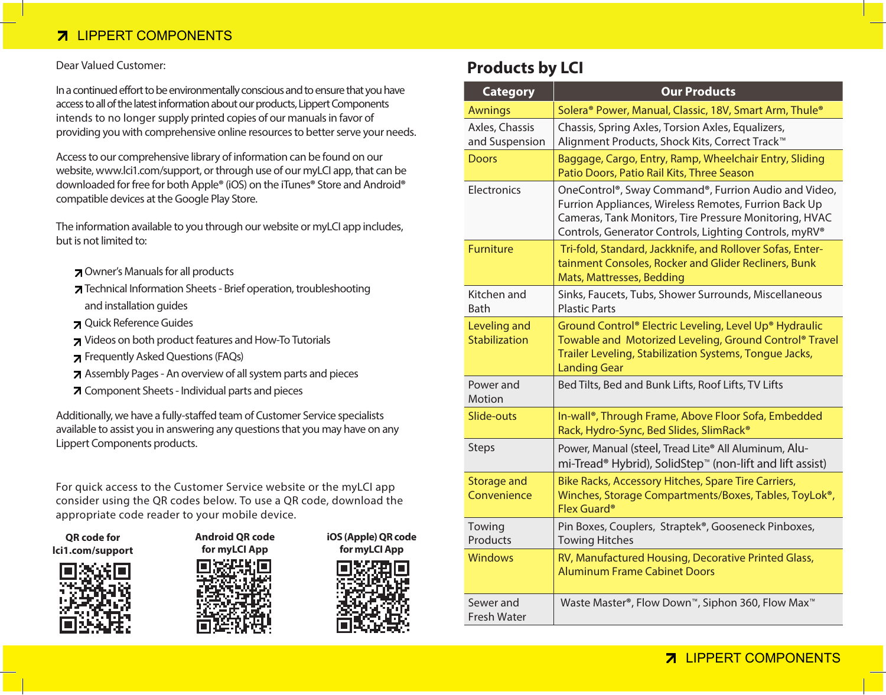Dear Valued Customer:

In a continued effort to be environmentally conscious and to ensure that you have access to all of the latest information about our products, Lippert Components intends to no longer supply printed copies of our manuals in favor of providing you with comprehensive online resources to better serve your needs.

Access to our comprehensive library of information can be found on our website, www.lci1.com/support, or through use of our myLCI app, that can be downloaded for free for both Apple® (iOS) on the iTunes® Store and Android® compatible devices at the Google Play Store.

The information available to you through our website or myLCI app includes, but is not limited to:

- Owner's Manuals for all products
- Technical Information Sheets - Brief operation, troubleshooting and installation guides
- Quick Reference Guides
- Videos on both product features and How-To Tutorials
- Frequently Asked Questions (FAQs)
- Assembly Pages - An overview of all system parts and pieces
- Component Sheets - Individual parts and pieces

Additionally, we have a fully-staffed team of Customer Service specialists available to assist you in answering any questions that you may have on any Lippert Components products.

For quick access to the Customer Service website or the myLCI app consider using the QR codes below. To use a QR code, download the appropriate code reader to your mobile device.

**QR code for lci1.com/support**

**Android QR code for myLCI App**

**iOS (Apple) QR code for myLCI App**

## Products by LCI

| Category | Our Products |
|---|---|
| Awnings | Solera® Power, Manual, Classic, 18V, Smart Arm, Thule® |
| Axles, Chassis and Suspension | Chassis, Spring Axles, Torsion Axles, Equalizers, Alignment Products, Shock Kits, Correct Track™ |
| Doors | Baggage, Cargo, Entry, Ramp, Wheelchair Entry, Sliding Patio Doors, Patio Rail Kits, Three Season |
| Electronics | OneControl®, Sway Command®, Furrion Audio and Video, Furrion Appliances, Wireless Remotes, Furrion Back Up Cameras, Tank Monitors, Tire Pressure Monitoring, HVAC Controls, Generator Controls, Lighting Controls, myRV® |
| Furniture | Tri-fold, Standard, Jackknife, and Rollover Sofas, Entertainment Consoles, Rocker and Glider Recliners, Bunk Mats, Mattresses, Bedding |
| Kitchen and Bath | Sinks, Faucets, Tubs, Shower Surrounds, Miscellaneous Plastic Parts |
| Leveling and Stabilization | Ground Control® Electric Leveling, Level Up® Hydraulic Towable and Motorized Leveling, Ground Control® Travel Trailer Leveling, Stabilization Systems, Tongue Jacks, Landing Gear |
| Power and Motion | Bed Tilts, Bed and Bunk Lifts, Roof Lifts, TV Lifts |
| Slide-outs | In-wall®, Through Frame, Above Floor Sofa, Embedded Rack, Hydro-Sync, Bed Slides, SlimRack® |
| Steps | Power, Manual (steel, Tread Lite® All Aluminum, Alumi-Tread® Hybrid), SolidStep™ (non-lift and lift assist) |
| Storage and Convenience | Bike Racks, Accessory Hitches, Spare Tire Carriers, Winches, Storage Compartments/Boxes, Tables, ToyLok®, Flex Guard® |
| Towing Products | Pin Boxes, Couplers, Straptek®, Gooseneck Pinboxes, Towing Hitches |
| Windows | RV, Manufactured Housing, Decorative Printed Glass, Aluminum Frame Cabinet Doors |
| Sewer and Fresh Water | Waste Master®, Flow Down™, Siphon 360, Flow Max™ |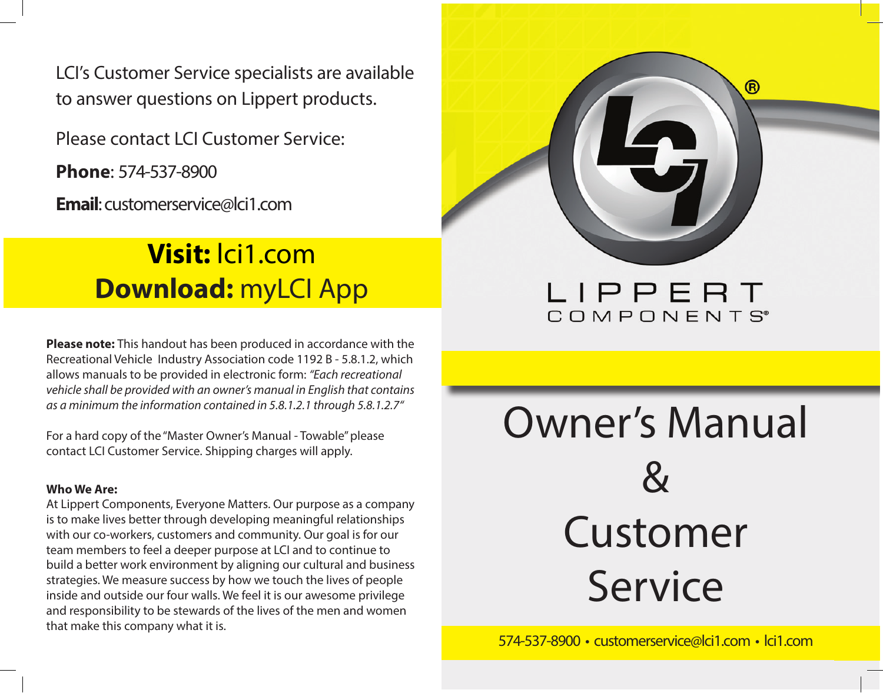LCI's Customer Service specialists are available to answer questions on Lippert products.

Please contact LCI Customer Service:

**Phone**: 574-537-8900

**Email**: customerservice@lci1.com

**Visit:** lci1.com
**Download:** myLCI App

**Please note:** This handout has been produced in accordance with the Recreational Vehicle Industry Association code 1192 B - 5.8.1.2, which allows manuals to be provided in electronic form: *"Each recreational vehicle shall be provided with an owner's manual in English that contains as a minimum the information contained in 5.8.1.2.1 through 5.8.1.2.7"*

For a hard copy of the "Master Owner's Manual - Towable" please contact LCI Customer Service. Shipping charges will apply.

**Who We Are:**
At Lippert Components, Everyone Matters. Our purpose as a company is to make lives better through developing meaningful relationships with our co-workers, customers and community. Our goal is for our team members to feel a deeper purpose at LCI and to continue to build a better work environment by aligning our cultural and business strategies. We measure success by how we touch the lives of people inside and outside our four walls. We feel it is our awesome privilege and responsibility to be stewards of the lives of the men and women that make this company what it is.

LIPPERT COMPONENTS®

# Owner's Manual & Customer Service

574-537-8900 • customerservice@lci1.com • lci1.com